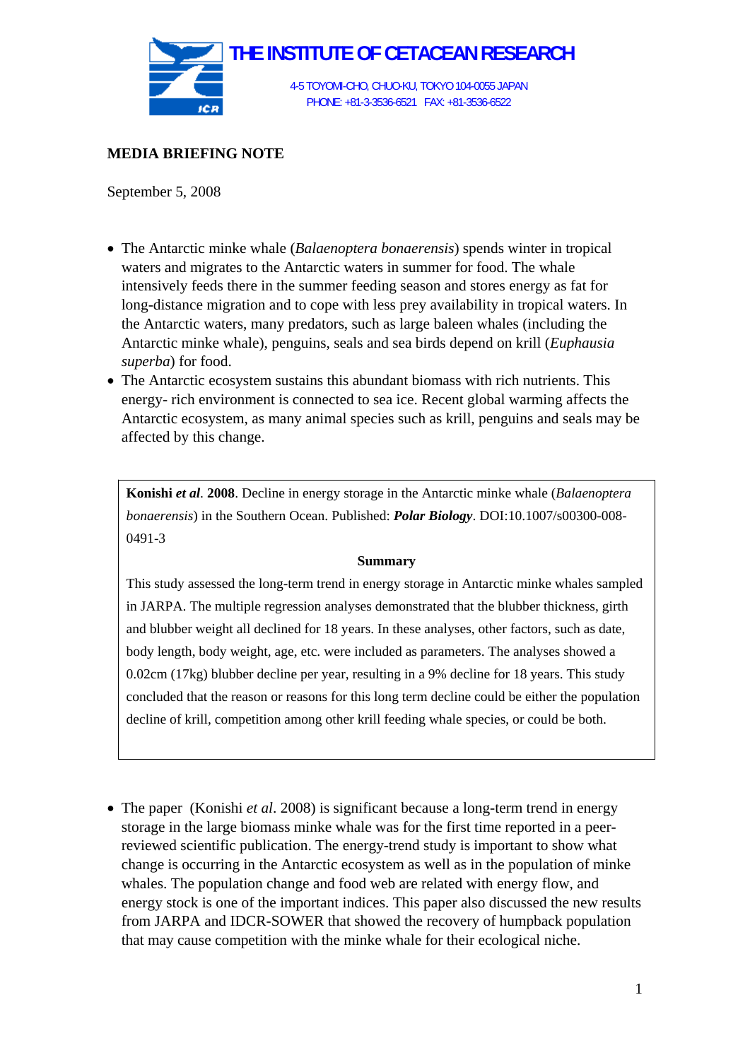# THE INSTITUTE OF CETACEAN RESEARCH

4-5 TOYOMI-CHO, CHUO-KU, TOKYO 104-0055 JAPAN
PHONE: +81-3-3536-6521 FAX: +81-3-3536-6522

**MEDIA BRIEFING NOTE**

September 5, 2008

- The Antarctic minke whale (*Balaenoptera bonaerensis*) spends winter in tropical waters and migrates to the Antarctic waters in summer for food. The whale intensively feeds there in the summer feeding season and stores energy as fat for long-distance migration and to cope with less prey availability in tropical waters. In the Antarctic waters, many predators, such as large baleen whales (including the Antarctic minke whale), penguins, seals and sea birds depend on krill (*Euphausia superba*) for food.
- The Antarctic ecosystem sustains this abundant biomass with rich nutrients. This energy- rich environment is connected to sea ice. Recent global warming affects the Antarctic ecosystem, as many animal species such as krill, penguins and seals may be affected by this change.

> **Konishi *et al*. 2008**. Decline in energy storage in the Antarctic minke whale (*Balaenoptera bonaerensis*) in the Southern Ocean. Published: ***Polar Biology***. DOI:10.1007/s00300-008-0491-3
>
> **Summary**
>
> This study assessed the long-term trend in energy storage in Antarctic minke whales sampled in JARPA. The multiple regression analyses demonstrated that the blubber thickness, girth and blubber weight all declined for 18 years. In these analyses, other factors, such as date, body length, body weight, age, etc. were included as parameters. The analyses showed a 0.02cm (17kg) blubber decline per year, resulting in a 9% decline for 18 years. This study concluded that the reason or reasons for this long term decline could be either the population decline of krill, competition among other krill feeding whale species, or could be both.

- The paper (Konishi *et al*. 2008) is significant because a long-term trend in energy storage in the large biomass minke whale was for the first time reported in a peer-reviewed scientific publication. The energy-trend study is important to show what change is occurring in the Antarctic ecosystem as well as in the population of minke whales. The population change and food web are related with energy flow, and energy stock is one of the important indices. This paper also discussed the new results from JARPA and IDCR-SOWER that showed the recovery of humpback population that may cause competition with the minke whale for their ecological niche.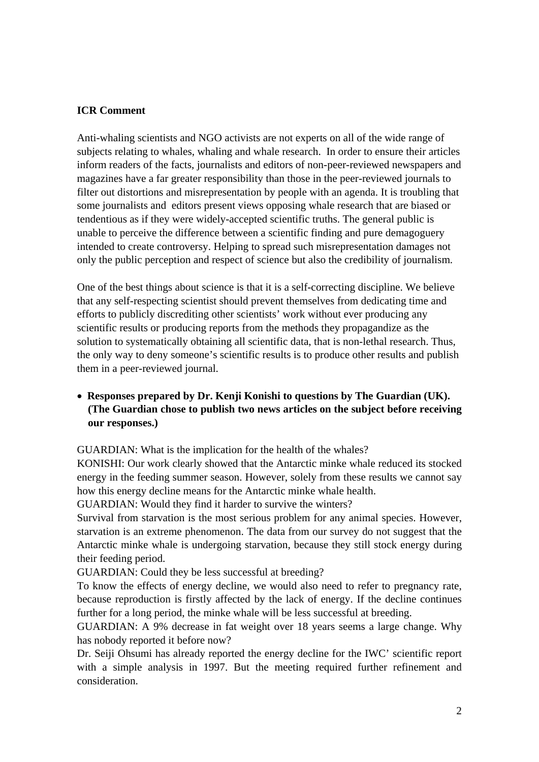**ICR Comment**

Anti-whaling scientists and NGO activists are not experts on all of the wide range of subjects relating to whales, whaling and whale research. In order to ensure their articles inform readers of the facts, journalists and editors of non-peer-reviewed newspapers and magazines have a far greater responsibility than those in the peer-reviewed journals to filter out distortions and misrepresentation by people with an agenda. It is troubling that some journalists and editors present views opposing whale research that are biased or tendentious as if they were widely-accepted scientific truths. The general public is unable to perceive the difference between a scientific finding and pure demagoguery intended to create controversy. Helping to spread such misrepresentation damages not only the public perception and respect of science but also the credibility of journalism.

One of the best things about science is that it is a self-correcting discipline. We believe that any self-respecting scientist should prevent themselves from dedicating time and efforts to publicly discrediting other scientists' work without ever producing any scientific results or producing reports from the methods they propagandize as the solution to systematically obtaining all scientific data, that is non-lethal research. Thus, the only way to deny someone's scientific results is to produce other results and publish them in a peer-reviewed journal.

- **Responses prepared by Dr. Kenji Konishi to questions by The Guardian (UK). (The Guardian chose to publish two news articles on the subject before receiving our responses.)**

GUARDIAN: What is the implication for the health of the whales?
KONISHI: Our work clearly showed that the Antarctic minke whale reduced its stocked energy in the feeding summer season. However, solely from these results we cannot say how this energy decline means for the Antarctic minke whale health.
GUARDIAN: Would they find it harder to survive the winters?
Survival from starvation is the most serious problem for any animal species. However, starvation is an extreme phenomenon. The data from our survey do not suggest that the Antarctic minke whale is undergoing starvation, because they still stock energy during their feeding period.
GUARDIAN: Could they be less successful at breeding?
To know the effects of energy decline, we would also need to refer to pregnancy rate, because reproduction is firstly affected by the lack of energy. If the decline continues further for a long period, the minke whale will be less successful at breeding.
GUARDIAN: A 9% decrease in fat weight over 18 years seems a large change. Why has nobody reported it before now?
Dr. Seiji Ohsumi has already reported the energy decline for the IWC' scientific report with a simple analysis in 1997. But the meeting required further refinement and consideration.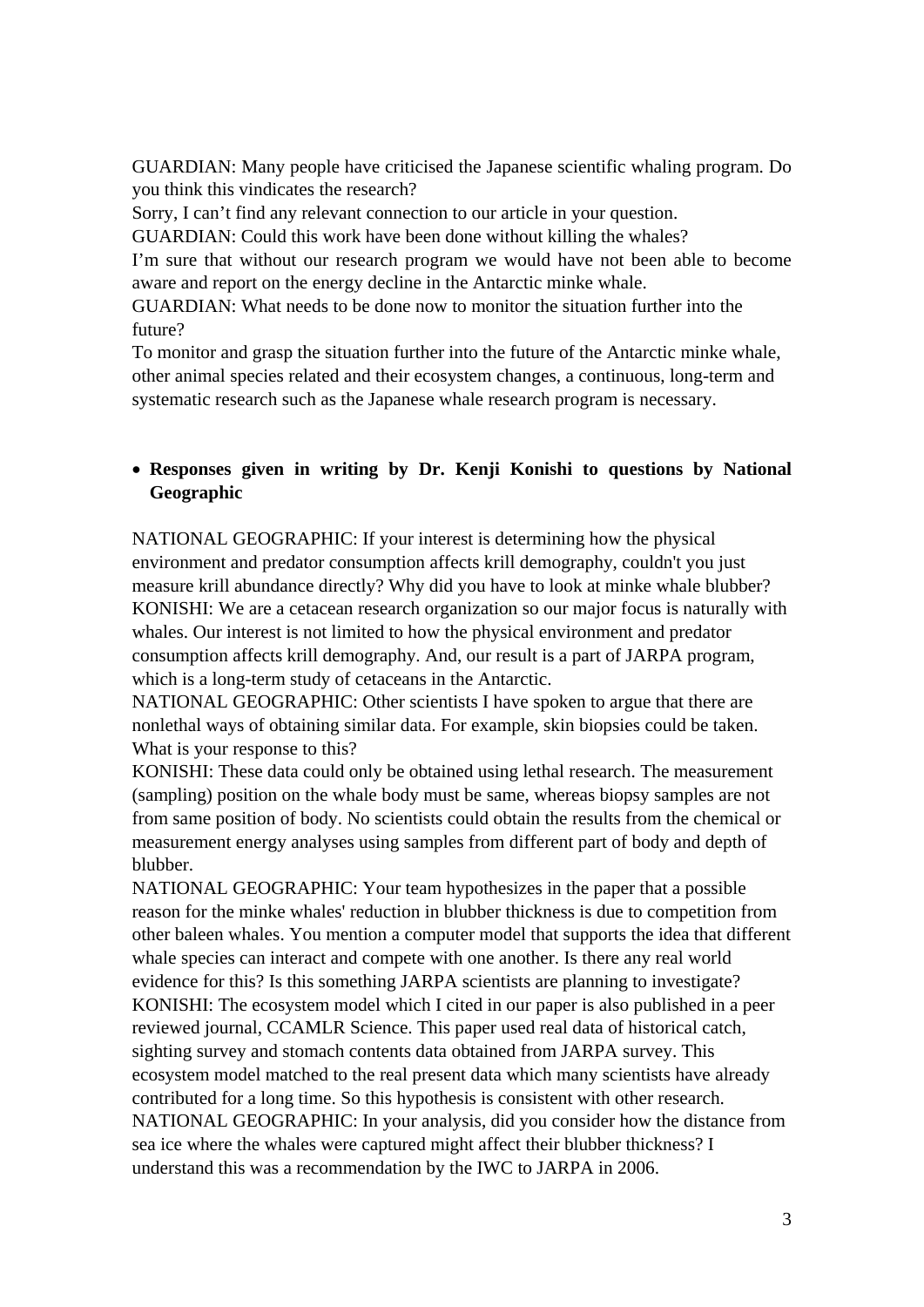GUARDIAN: Many people have criticised the Japanese scientific whaling program. Do you think this vindicates the research?

Sorry, I can't find any relevant connection to our article in your question.

GUARDIAN: Could this work have been done without killing the whales?

I'm sure that without our research program we would have not been able to become aware and report on the energy decline in the Antarctic minke whale.

GUARDIAN: What needs to be done now to monitor the situation further into the future?

To monitor and grasp the situation further into the future of the Antarctic minke whale, other animal species related and their ecosystem changes, a continuous, long-term and systematic research such as the Japanese whale research program is necessary.

- **Responses given in writing by Dr. Kenji Konishi to questions by National Geographic**

NATIONAL GEOGRAPHIC: If your interest is determining how the physical environment and predator consumption affects krill demography, couldn't you just measure krill abundance directly? Why did you have to look at minke whale blubber?

KONISHI: We are a cetacean research organization so our major focus is naturally with whales. Our interest is not limited to how the physical environment and predator consumption affects krill demography. And, our result is a part of JARPA program, which is a long-term study of cetaceans in the Antarctic.

NATIONAL GEOGRAPHIC: Other scientists I have spoken to argue that there are nonlethal ways of obtaining similar data. For example, skin biopsies could be taken. What is your response to this?

KONISHI: These data could only be obtained using lethal research. The measurement (sampling) position on the whale body must be same, whereas biopsy samples are not from same position of body. No scientists could obtain the results from the chemical or measurement energy analyses using samples from different part of body and depth of blubber.

NATIONAL GEOGRAPHIC: Your team hypothesizes in the paper that a possible reason for the minke whales' reduction in blubber thickness is due to competition from other baleen whales. You mention a computer model that supports the idea that different whale species can interact and compete with one another. Is there any real world evidence for this? Is this something JARPA scientists are planning to investigate?

KONISHI: The ecosystem model which I cited in our paper is also published in a peer reviewed journal, CCAMLR Science. This paper used real data of historical catch, sighting survey and stomach contents data obtained from JARPA survey. This ecosystem model matched to the real present data which many scientists have already contributed for a long time. So this hypothesis is consistent with other research.

NATIONAL GEOGRAPHIC: In your analysis, did you consider how the distance from sea ice where the whales were captured might affect their blubber thickness? I understand this was a recommendation by the IWC to JARPA in 2006.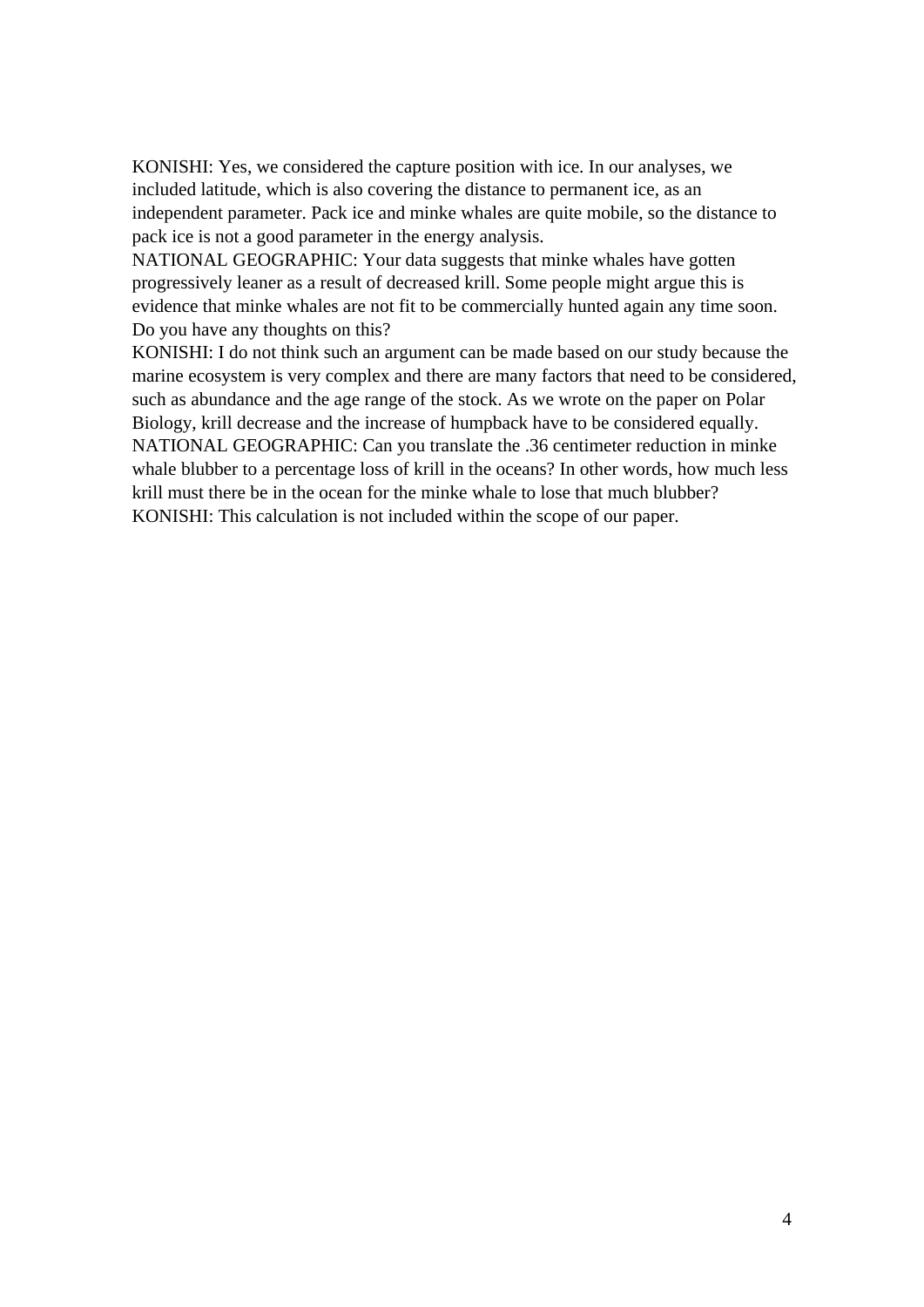KONISHI: Yes, we considered the capture position with ice. In our analyses, we included latitude, which is also covering the distance to permanent ice, as an independent parameter. Pack ice and minke whales are quite mobile, so the distance to pack ice is not a good parameter in the energy analysis.

NATIONAL GEOGRAPHIC: Your data suggests that minke whales have gotten progressively leaner as a result of decreased krill. Some people might argue this is evidence that minke whales are not fit to be commercially hunted again any time soon. Do you have any thoughts on this?

KONISHI: I do not think such an argument can be made based on our study because the marine ecosystem is very complex and there are many factors that need to be considered, such as abundance and the age range of the stock. As we wrote on the paper on Polar Biology, krill decrease and the increase of humpback have to be considered equally.

NATIONAL GEOGRAPHIC: Can you translate the .36 centimeter reduction in minke whale blubber to a percentage loss of krill in the oceans? In other words, how much less krill must there be in the ocean for the minke whale to lose that much blubber?

KONISHI: This calculation is not included within the scope of our paper.